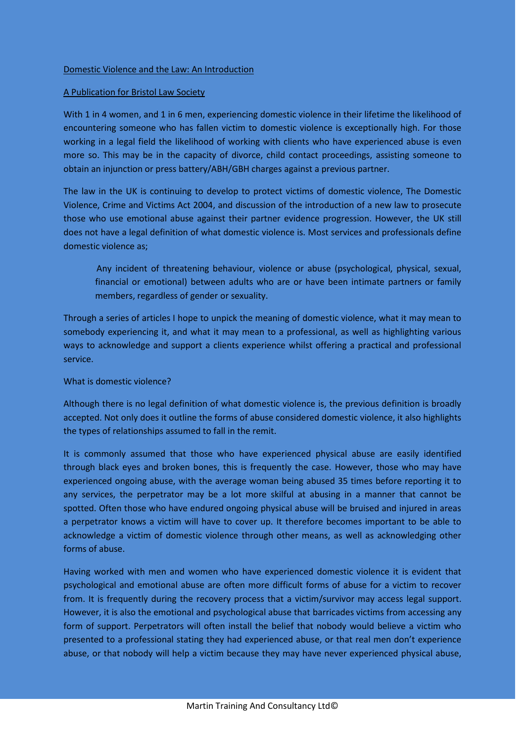# Domestic Violence and the Law: An Introduction

## A Publication for Bristol Law Society

With 1 in 4 women, and 1 in 6 men, experiencing domestic violence in their lifetime the likelihood of encountering someone who has fallen victim to domestic violence is exceptionally high. For those working in a legal field the likelihood of working with clients who have experienced abuse is even more so. This may be in the capacity of divorce, child contact proceedings, assisting someone to obtain an injunction or press battery/ABH/GBH charges against a previous partner.

The law in the UK is continuing to develop to protect victims of domestic violence, The Domestic Violence, Crime and Victims Act 2004, and discussion of the introduction of a new law to prosecute those who use emotional abuse against their partner evidence progression. However, the UK still does not have a legal definition of what domestic violence is. Most services and professionals define domestic violence as;

> Any incident of threatening behaviour, violence or abuse (psychological, physical, sexual, financial or emotional) between adults who are or have been intimate partners or family members, regardless of gender or sexuality.

Through a series of articles I hope to unpick the meaning of domestic violence, what it may mean to somebody experiencing it, and what it may mean to a professional, as well as highlighting various ways to acknowledge and support a clients experience whilst offering a practical and professional service.

### What is domestic violence?

Although there is no legal definition of what domestic violence is, the previous definition is broadly accepted. Not only does it outline the forms of abuse considered domestic violence, it also highlights the types of relationships assumed to fall in the remit.

It is commonly assumed that those who have experienced physical abuse are easily identified through black eyes and broken bones, this is frequently the case. However, those who may have experienced ongoing abuse, with the average woman being abused 35 times before reporting it to any services, the perpetrator may be a lot more skilful at abusing in a manner that cannot be spotted. Often those who have endured ongoing physical abuse will be bruised and injured in areas a perpetrator knows a victim will have to cover up. It therefore becomes important to be able to acknowledge a victim of domestic violence through other means, as well as acknowledging other forms of abuse.

Having worked with men and women who have experienced domestic violence it is evident that psychological and emotional abuse are often more difficult forms of abuse for a victim to recover from. It is frequently during the recovery process that a victim/survivor may access legal support. However, it is also the emotional and psychological abuse that barricades victims from accessing any form of support. Perpetrators will often install the belief that nobody would believe a victim who presented to a professional stating they had experienced abuse, or that real men don't experience abuse, or that nobody will help a victim because they may have never experienced physical abuse,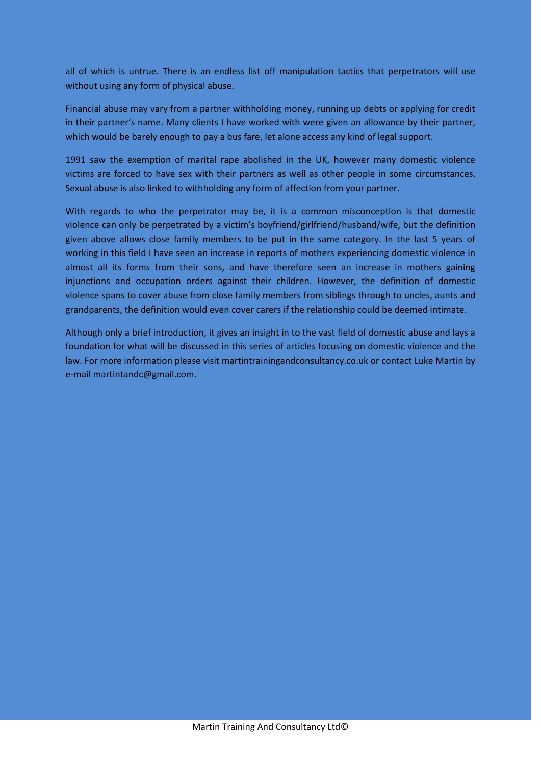all of which is untrue. There is an endless list off manipulation tactics that perpetrators will use without using any form of physical abuse.

Financial abuse may vary from a partner withholding money, running up debts or applying for credit in their partner's name. Many clients I have worked with were given an allowance by their partner, which would be barely enough to pay a bus fare, let alone access any kind of legal support.

1991 saw the exemption of marital rape abolished in the UK, however many domestic violence victims are forced to have sex with their partners as well as other people in some circumstances. Sexual abuse is also linked to withholding any form of affection from your partner.

With regards to who the perpetrator may be, it is a common misconception is that domestic violence can only be perpetrated by a victim's boyfriend/girlfriend/husband/wife, but the definition given above allows close family members to be put in the same category. In the last 5 years of working in this field I have seen an increase in reports of mothers experiencing domestic violence in almost all its forms from their sons, and have therefore seen an increase in mothers gaining injunctions and occupation orders against their children. However, the definition of domestic violence spans to cover abuse from close family members from siblings through to uncles, aunts and grandparents, the definition would even cover carers if the relationship could be deemed intimate.

Although only a brief introduction, it gives an insight in to the vast field of domestic abuse and lays a foundation for what will be discussed in this series of articles focusing on domestic violence and the law. For more information please visit martintrainingandconsultancy.co.uk or contact Luke Martin by e-mail martintandc@gmail.com.